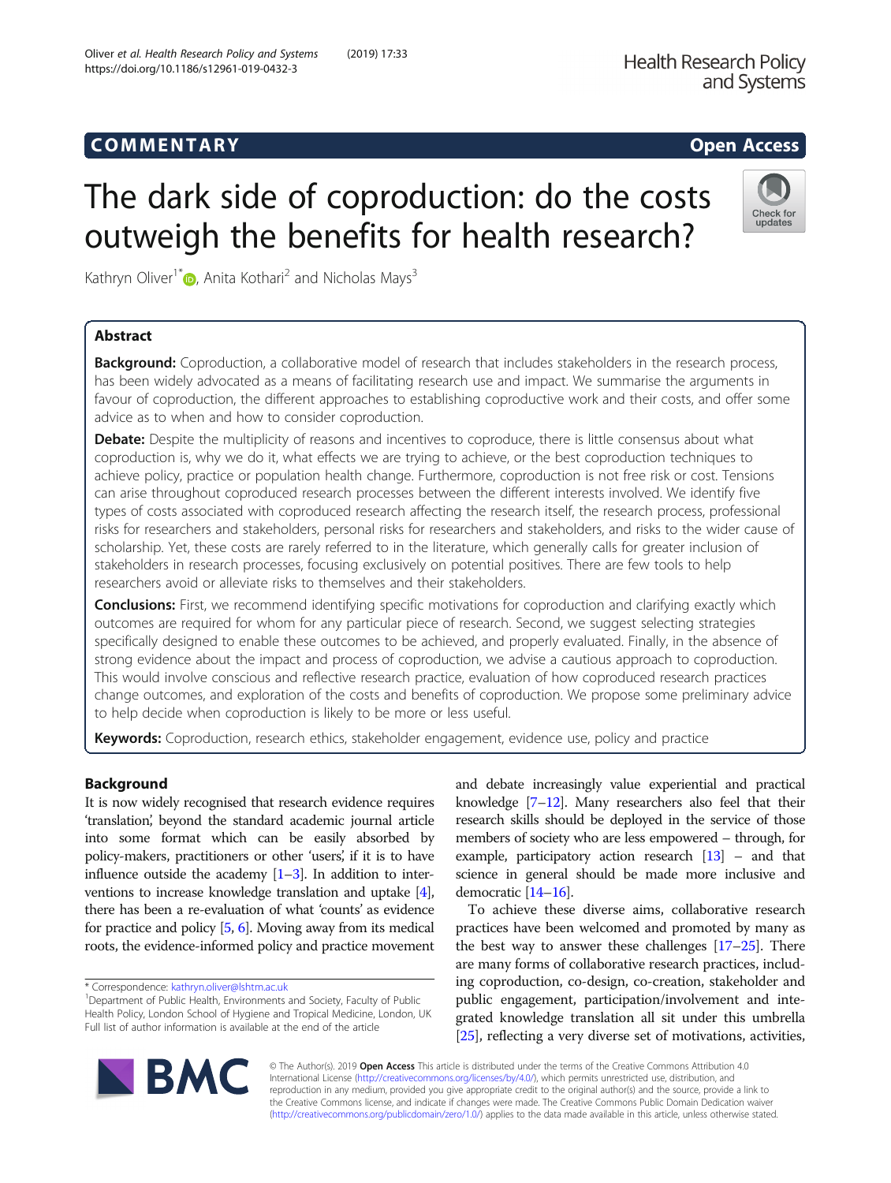COMMENTARY Open Access

# The dark side of coproduction: do the costs outweigh the benefits for health research?

Kathryn Oliver[1*], Anita Kothari[2] and Nicholas Mays[3]

## Abstract

**Background:** Coproduction, a collaborative model of research that includes stakeholders in the research process, has been widely advocated as a means of facilitating research use and impact. We summarise the arguments in favour of coproduction, the different approaches to establishing coproductive work and their costs, and offer some advice as to when and how to consider coproduction.

**Debate:** Despite the multiplicity of reasons and incentives to coproduce, there is little consensus about what coproduction is, why we do it, what effects we are trying to achieve, or the best coproduction techniques to achieve policy, practice or population health change. Furthermore, coproduction is not free risk or cost. Tensions can arise throughout coproduced research processes between the different interests involved. We identify five types of costs associated with coproduced research affecting the research itself, the research process, professional risks for researchers and stakeholders, personal risks for researchers and stakeholders, and risks to the wider cause of scholarship. Yet, these costs are rarely referred to in the literature, which generally calls for greater inclusion of stakeholders in research processes, focusing exclusively on potential positives. There are few tools to help researchers avoid or alleviate risks to themselves and their stakeholders.

**Conclusions:** First, we recommend identifying specific motivations for coproduction and clarifying exactly which outcomes are required for whom for any particular piece of research. Second, we suggest selecting strategies specifically designed to enable these outcomes to be achieved, and properly evaluated. Finally, in the absence of strong evidence about the impact and process of coproduction, we advise a cautious approach to coproduction. This would involve conscious and reflective research practice, evaluation of how coproduced research practices change outcomes, and exploration of the costs and benefits of coproduction. We propose some preliminary advice to help decide when coproduction is likely to be more or less useful.

**Keywords:** Coproduction, research ethics, stakeholder engagement, evidence use, policy and practice

## Background

It is now widely recognised that research evidence requires 'translation', beyond the standard academic journal article into some format which can be easily absorbed by policy-makers, practitioners or other 'users', if it is to have influence outside the academy [1–3]. In addition to interventions to increase knowledge translation and uptake [4], there has been a re-evaluation of what 'counts' as evidence for practice and policy [5, 6]. Moving away from its medical roots, the evidence-informed policy and practice movement and debate increasingly value experiential and practical knowledge [7–12]. Many researchers also feel that their research skills should be deployed in the service of those members of society who are less empowered – through, for example, participatory action research [13] – and that science in general should be made more inclusive and democratic [14–16].

To achieve these diverse aims, collaborative research practices have been welcomed and promoted by many as the best way to answer these challenges [17–25]. There are many forms of collaborative research practices, including coproduction, co-design, co-creation, stakeholder and public engagement, participation/involvement and integrated knowledge translation all sit under this umbrella [25], reflecting a very diverse set of motivations, activities,

\* Correspondence: kathryn.oliver@lshtm.ac.uk

[1]Department of Public Health, Environments and Society, Faculty of Public Health Policy, London School of Hygiene and Tropical Medicine, London, UK

Full list of author information is available at the end of the article

© The Author(s). 2019 **Open Access** This article is distributed under the terms of the Creative Commons Attribution 4.0 International License (http://creativecommons.org/licenses/by/4.0/), which permits unrestricted use, distribution, and reproduction in any medium, provided you give appropriate credit to the original author(s) and the source, provide a link to the Creative Commons license, and indicate if changes were made. The Creative Commons Public Domain Dedication waiver (http://creativecommons.org/publicdomain/zero/1.0/) applies to the data made available in this article, unless otherwise stated.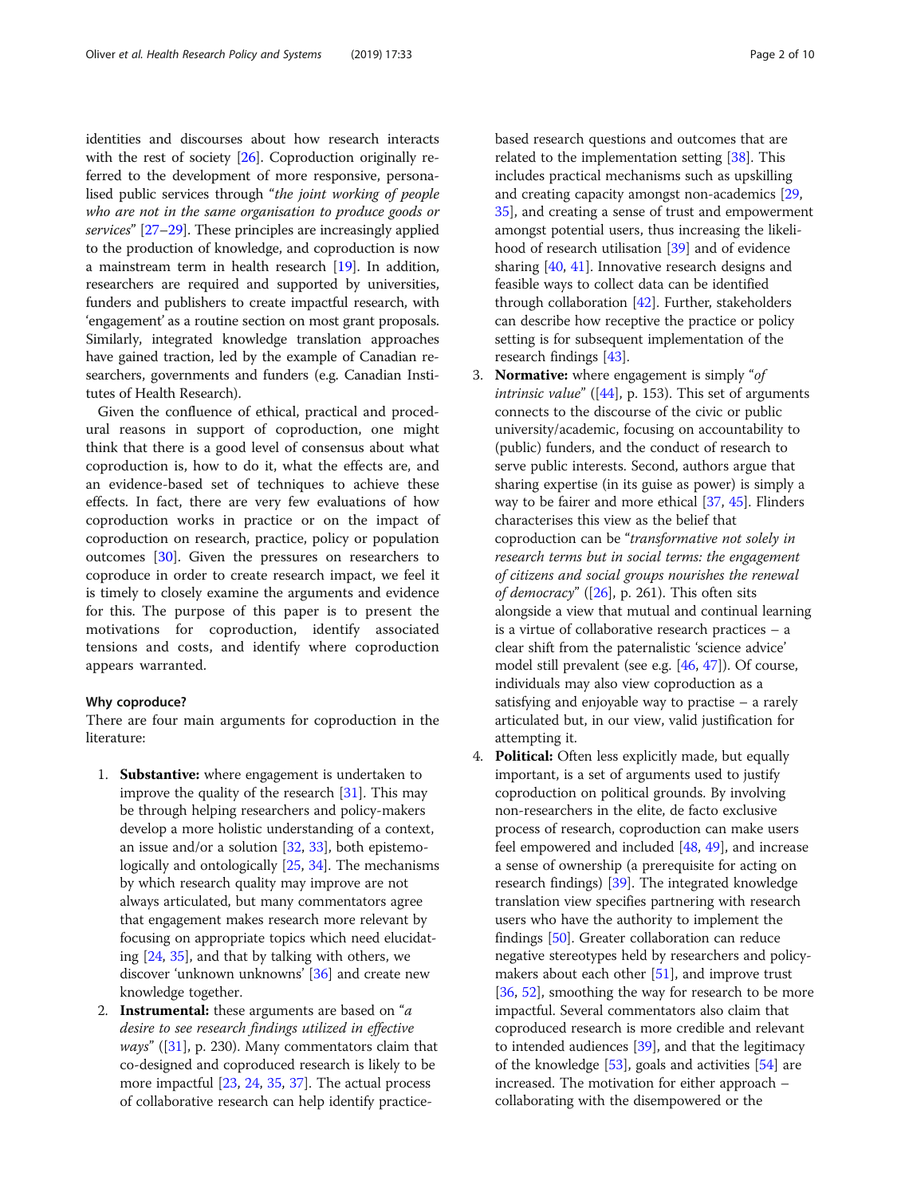identities and discourses about how research interacts with the rest of society [26]. Coproduction originally referred to the development of more responsive, personalised public services through "*the joint working of people who are not in the same organisation to produce goods or services*" [27–29]. These principles are increasingly applied to the production of knowledge, and coproduction is now a mainstream term in health research [19]. In addition, researchers are required and supported by universities, funders and publishers to create impactful research, with 'engagement' as a routine section on most grant proposals. Similarly, integrated knowledge translation approaches have gained traction, led by the example of Canadian researchers, governments and funders (e.g. Canadian Institutes of Health Research).

Given the confluence of ethical, practical and procedural reasons in support of coproduction, one might think that there is a good level of consensus about what coproduction is, how to do it, what the effects are, and an evidence-based set of techniques to achieve these effects. In fact, there are very few evaluations of how coproduction works in practice or on the impact of coproduction on research, practice, policy or population outcomes [30]. Given the pressures on researchers to coproduce in order to create research impact, we feel it is timely to closely examine the arguments and evidence for this. The purpose of this paper is to present the motivations for coproduction, identify associated tensions and costs, and identify where coproduction appears warranted.

### Why coproduce?

There are four main arguments for coproduction in the literature:

1. **Substantive:** where engagement is undertaken to improve the quality of the research [31]. This may be through helping researchers and policy-makers develop a more holistic understanding of a context, an issue and/or a solution [32, 33], both epistemologically and ontologically [25, 34]. The mechanisms by which research quality may improve are not always articulated, but many commentators agree that engagement makes research more relevant by focusing on appropriate topics which need elucidating [24, 35], and that by talking with others, we discover 'unknown unknowns' [36] and create new knowledge together.
2. **Instrumental:** these arguments are based on "*a desire to see research findings utilized in effective ways*" ([31], p. 230). Many commentators claim that co-designed and coproduced research is likely to be more impactful [23, 24, 35, 37]. The actual process of collaborative research can help identify practice-based research questions and outcomes that are related to the implementation setting [38]. This includes practical mechanisms such as upskilling and creating capacity amongst non-academics [29, 35], and creating a sense of trust and empowerment amongst potential users, thus increasing the likelihood of research utilisation [39] and of evidence sharing [40, 41]. Innovative research designs and feasible ways to collect data can be identified through collaboration [42]. Further, stakeholders can describe how receptive the practice or policy setting is for subsequent implementation of the research findings [43].
3. **Normative:** where engagement is simply "*of intrinsic value*" ([44], p. 153). This set of arguments connects to the discourse of the civic or public university/academic, focusing on accountability to (public) funders, and the conduct of research to serve public interests. Second, authors argue that sharing expertise (in its guise as power) is simply a way to be fairer and more ethical [37, 45]. Flinders characterises this view as the belief that coproduction can be "*transformative not solely in research terms but in social terms: the engagement of citizens and social groups nourishes the renewal of democracy*" ([26], p. 261). This often sits alongside a view that mutual and continual learning is a virtue of collaborative research practices – a clear shift from the paternalistic 'science advice' model still prevalent (see e.g. [46, 47]). Of course, individuals may also view coproduction as a satisfying and enjoyable way to practise – a rarely articulated but, in our view, valid justification for attempting it.
4. **Political:** Often less explicitly made, but equally important, is a set of arguments used to justify coproduction on political grounds. By involving non-researchers in the elite, de facto exclusive process of research, coproduction can make users feel empowered and included [48, 49], and increase a sense of ownership (a prerequisite for acting on research findings) [39]. The integrated knowledge translation view specifies partnering with research users who have the authority to implement the findings [50]. Greater collaboration can reduce negative stereotypes held by researchers and policy-makers about each other [51], and improve trust [36, 52], smoothing the way for research to be more impactful. Several commentators also claim that coproduced research is more credible and relevant to intended audiences [39], and that the legitimacy of the knowledge [53], goals and activities [54] are increased. The motivation for either approach – collaborating with the disempowered or the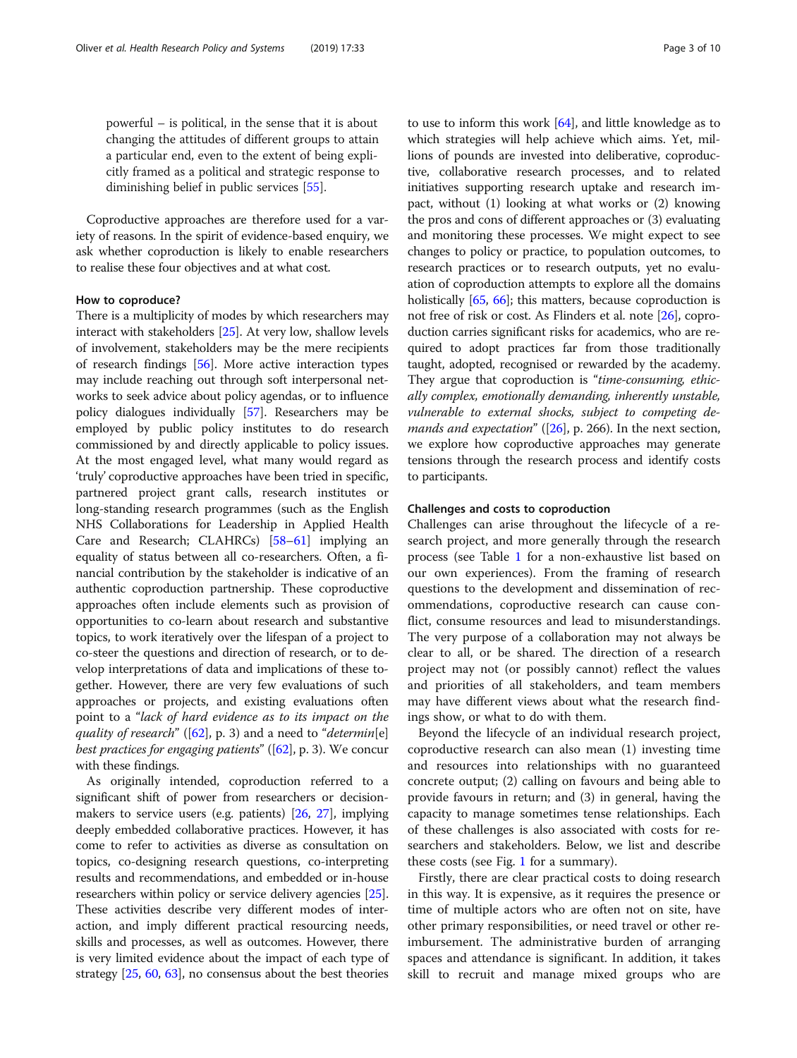powerful – is political, in the sense that it is about changing the attitudes of different groups to attain a particular end, even to the extent of being explicitly framed as a political and strategic response to diminishing belief in public services [55].

Coproductive approaches are therefore used for a variety of reasons. In the spirit of evidence-based enquiry, we ask whether coproduction is likely to enable researchers to realise these four objectives and at what cost.

### How to coproduce?

There is a multiplicity of modes by which researchers may interact with stakeholders [25]. At very low, shallow levels of involvement, stakeholders may be the mere recipients of research findings [56]. More active interaction types may include reaching out through soft interpersonal networks to seek advice about policy agendas, or to influence policy dialogues individually [57]. Researchers may be employed by public policy institutes to do research commissioned by and directly applicable to policy issues. At the most engaged level, what many would regard as 'truly' coproductive approaches have been tried in specific, partnered project grant calls, research institutes or long-standing research programmes (such as the English NHS Collaborations for Leadership in Applied Health Care and Research; CLAHRCs) [58–61] implying an equality of status between all co-researchers. Often, a financial contribution by the stakeholder is indicative of an authentic coproduction partnership. These coproductive approaches often include elements such as provision of opportunities to co-learn about research and substantive topics, to work iteratively over the lifespan of a project to co-steer the questions and direction of research, or to develop interpretations of data and implications of these together. However, there are very few evaluations of such approaches or projects, and existing evaluations often point to a "*lack of hard evidence as to its impact on the quality of research*" ([62], p. 3) and a need to "*determin[e] best practices for engaging patients*" ([62], p. 3). We concur with these findings.

As originally intended, coproduction referred to a significant shift of power from researchers or decision-makers to service users (e.g. patients) [26, 27], implying deeply embedded collaborative practices. However, it has come to refer to activities as diverse as consultation on topics, co-designing research questions, co-interpreting results and recommendations, and embedded or in-house researchers within policy or service delivery agencies [25]. These activities describe very different modes of interaction, and imply different practical resourcing needs, skills and processes, as well as outcomes. However, there is very limited evidence about the impact of each type of strategy [25, 60, 63], no consensus about the best theories to use to inform this work [64], and little knowledge as to which strategies will help achieve which aims. Yet, millions of pounds are invested into deliberative, coproductive, collaborative research processes, and to related initiatives supporting research uptake and research impact, without (1) looking at what works or (2) knowing the pros and cons of different approaches or (3) evaluating and monitoring these processes. We might expect to see changes to policy or practice, to population outcomes, to research practices or to research outputs, yet no evaluation of coproduction attempts to explore all the domains holistically [65, 66]; this matters, because coproduction is not free of risk or cost. As Flinders et al. note [26], coproduction carries significant risks for academics, who are required to adopt practices far from those traditionally taught, adopted, recognised or rewarded by the academy. They argue that coproduction is "*time-consuming, ethically complex, emotionally demanding, inherently unstable, vulnerable to external shocks, subject to competing demands and expectation*" ([26], p. 266). In the next section, we explore how coproductive approaches may generate tensions through the research process and identify costs to participants.

### Challenges and costs to coproduction

Challenges can arise throughout the lifecycle of a research project, and more generally through the research process (see Table 1 for a non-exhaustive list based on our own experiences). From the framing of research questions to the development and dissemination of recommendations, coproductive research can cause conflict, consume resources and lead to misunderstandings. The very purpose of a collaboration may not always be clear to all, or be shared. The direction of a research project may not (or possibly cannot) reflect the values and priorities of all stakeholders, and team members may have different views about what the research findings show, or what to do with them.

Beyond the lifecycle of an individual research project, coproductive research can also mean (1) investing time and resources into relationships with no guaranteed concrete output; (2) calling on favours and being able to provide favours in return; and (3) in general, having the capacity to manage sometimes tense relationships. Each of these challenges is also associated with costs for researchers and stakeholders. Below, we list and describe these costs (see Fig. 1 for a summary).

Firstly, there are clear practical costs to doing research in this way. It is expensive, as it requires the presence or time of multiple actors who are often not on site, have other primary responsibilities, or need travel or other reimbursement. The administrative burden of arranging spaces and attendance is significant. In addition, it takes skill to recruit and manage mixed groups who are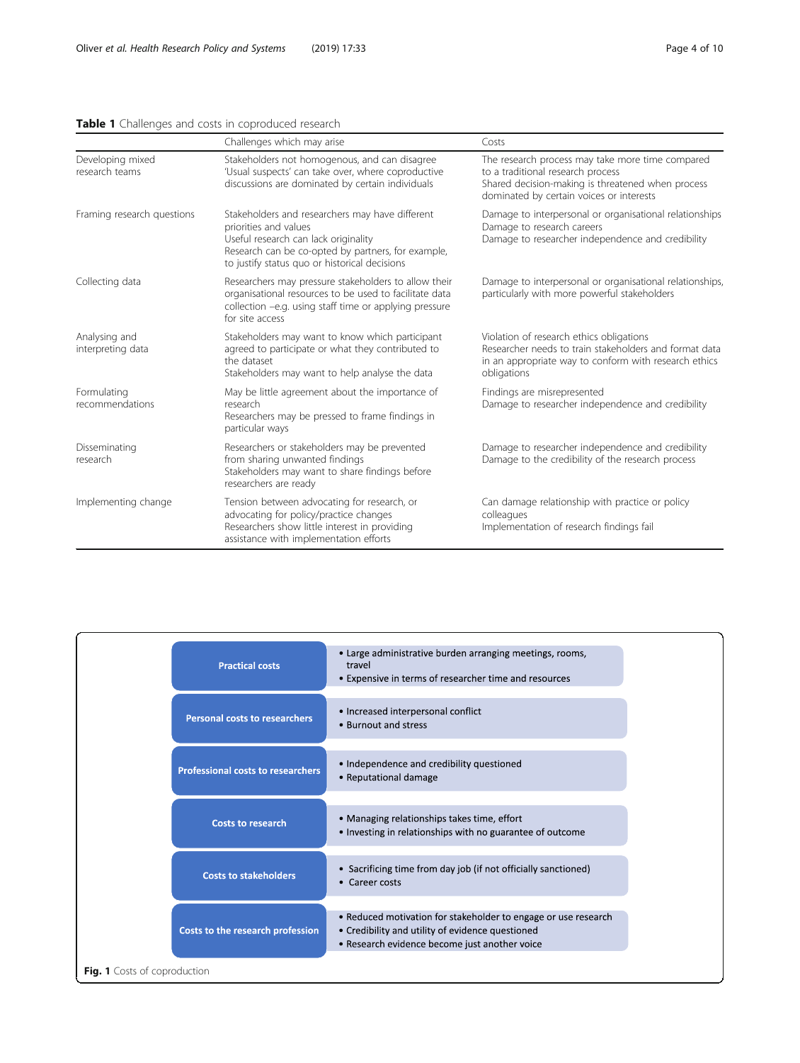**Table 1** Challenges and costs in coproduced research

| | Challenges which may arise | Costs |
|---|---|---|
| Developing mixed research teams | Stakeholders not homogenous, and can disagree<br>'Usual suspects' can take over, where coproductive discussions are dominated by certain individuals | The research process may take more time compared to a traditional research process<br>Shared decision-making is threatened when process dominated by certain voices or interests |
| Framing research questions | Stakeholders and researchers may have different priorities and values<br>Useful research can lack originality<br>Research can be co-opted by partners, for example, to justify status quo or historical decisions | Damage to interpersonal or organisational relationships<br>Damage to research careers<br>Damage to researcher independence and credibility |
| Collecting data | Researchers may pressure stakeholders to allow their organisational resources to be used to facilitate data collection –e.g. using staff time or applying pressure for site access | Damage to interpersonal or organisational relationships, particularly with more powerful stakeholders |
| Analysing and interpreting data | Stakeholders may want to know which participant agreed to participate or what they contributed to the dataset<br>Stakeholders may want to help analyse the data | Violation of research ethics obligations<br>Researcher needs to train stakeholders and format data in an appropriate way to conform with research ethics obligations |
| Formulating recommendations | May be little agreement about the importance of research<br>Researchers may be pressed to frame findings in particular ways | Findings are misrepresented<br>Damage to researcher independence and credibility |
| Disseminating research | Researchers or stakeholders may be prevented from sharing unwanted findings<br>Stakeholders may want to share findings before researchers are ready | Damage to researcher independence and credibility<br>Damage to the credibility of the research process |
| Implementing change | Tension between advocating for research, or advocating for policy/practice changes<br>Researchers show little interest in providing assistance with implementation efforts | Can damage relationship with practice or policy colleagues<br>Implementation of research findings fail |

| | |
|---|---|
| **Practical costs** | • Large administrative burden arranging meetings, rooms, travel<br>• Expensive in terms of researcher time and resources |
| **Personal costs to researchers** | • Increased interpersonal conflict<br>• Burnout and stress |
| **Professional costs to researchers** | • Independence and credibility questioned<br>• Reputational damage |
| **Costs to research** | • Managing relationships takes time, effort<br>• Investing in relationships with no guarantee of outcome |
| **Costs to stakeholders** | • Sacrificing time from day job (if not officially sanctioned)<br>• Career costs |
| **Costs to the research profession** | • Reduced motivation for stakeholder to engage or use research<br>• Credibility and utility of evidence questioned<br>• Research evidence become just another voice |

**Fig. 1** Costs of coproduction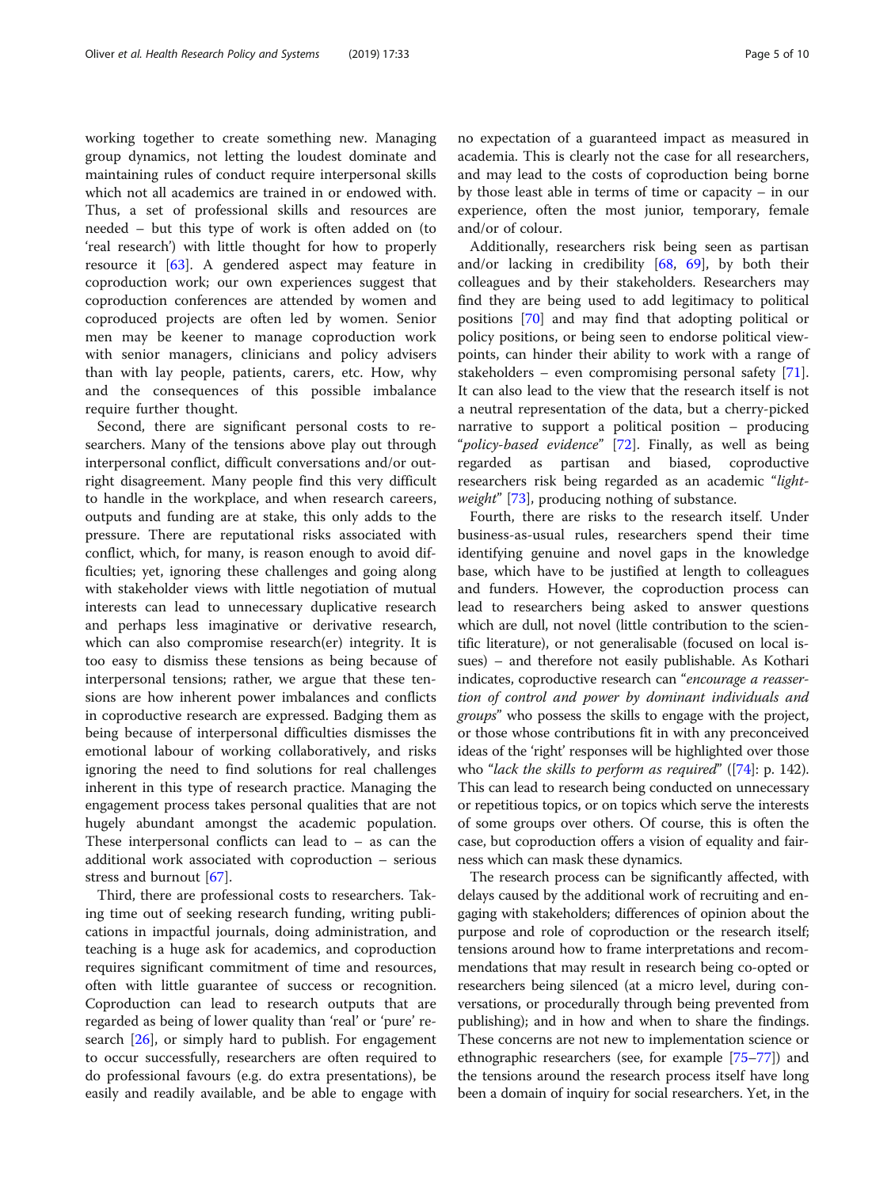working together to create something new. Managing group dynamics, not letting the loudest dominate and maintaining rules of conduct require interpersonal skills which not all academics are trained in or endowed with. Thus, a set of professional skills and resources are needed – but this type of work is often added on (to 'real research') with little thought for how to properly resource it [63]. A gendered aspect may feature in coproduction work; our own experiences suggest that coproduction conferences are attended by women and coproduced projects are often led by women. Senior men may be keener to manage coproduction work with senior managers, clinicians and policy advisers than with lay people, patients, carers, etc. How, why and the consequences of this possible imbalance require further thought.

Second, there are significant personal costs to researchers. Many of the tensions above play out through interpersonal conflict, difficult conversations and/or outright disagreement. Many people find this very difficult to handle in the workplace, and when research careers, outputs and funding are at stake, this only adds to the pressure. There are reputational risks associated with conflict, which, for many, is reason enough to avoid difficulties; yet, ignoring these challenges and going along with stakeholder views with little negotiation of mutual interests can lead to unnecessary duplicative research and perhaps less imaginative or derivative research, which can also compromise research(er) integrity. It is too easy to dismiss these tensions as being because of interpersonal tensions; rather, we argue that these tensions are how inherent power imbalances and conflicts in coproductive research are expressed. Badging them as being because of interpersonal difficulties dismisses the emotional labour of working collaboratively, and risks ignoring the need to find solutions for real challenges inherent in this type of research practice. Managing the engagement process takes personal qualities that are not hugely abundant amongst the academic population. These interpersonal conflicts can lead to – as can the additional work associated with coproduction – serious stress and burnout [67].

Third, there are professional costs to researchers. Taking time out of seeking research funding, writing publications in impactful journals, doing administration, and teaching is a huge ask for academics, and coproduction requires significant commitment of time and resources, often with little guarantee of success or recognition. Coproduction can lead to research outputs that are regarded as being of lower quality than 'real' or 'pure' research [26], or simply hard to publish. For engagement to occur successfully, researchers are often required to do professional favours (e.g. do extra presentations), be easily and readily available, and be able to engage with no expectation of a guaranteed impact as measured in academia. This is clearly not the case for all researchers, and may lead to the costs of coproduction being borne by those least able in terms of time or capacity – in our experience, often the most junior, temporary, female and/or of colour.

Additionally, researchers risk being seen as partisan and/or lacking in credibility [68, 69], by both their colleagues and by their stakeholders. Researchers may find they are being used to add legitimacy to political positions [70] and may find that adopting political or policy positions, or being seen to endorse political viewpoints, can hinder their ability to work with a range of stakeholders – even compromising personal safety [71]. It can also lead to the view that the research itself is not a neutral representation of the data, but a cherry-picked narrative to support a political position – producing "*policy-based evidence*" [72]. Finally, as well as being regarded as partisan and biased, coproductive researchers risk being regarded as an academic "*lightweight*" [73], producing nothing of substance.

Fourth, there are risks to the research itself. Under business-as-usual rules, researchers spend their time identifying genuine and novel gaps in the knowledge base, which have to be justified at length to colleagues and funders. However, the coproduction process can lead to researchers being asked to answer questions which are dull, not novel (little contribution to the scientific literature), or not generalisable (focused on local issues) – and therefore not easily publishable. As Kothari indicates, coproductive research can "*encourage a reassertion of control and power by dominant individuals and groups*" who possess the skills to engage with the project, or those whose contributions fit in with any preconceived ideas of the 'right' responses will be highlighted over those who "*lack the skills to perform as required*" ([74]: p. 142). This can lead to research being conducted on unnecessary or repetitious topics, or on topics which serve the interests of some groups over others. Of course, this is often the case, but coproduction offers a vision of equality and fairness which can mask these dynamics.

The research process can be significantly affected, with delays caused by the additional work of recruiting and engaging with stakeholders; differences of opinion about the purpose and role of coproduction or the research itself; tensions around how to frame interpretations and recommendations that may result in research being co-opted or researchers being silenced (at a micro level, during conversations, or procedurally through being prevented from publishing); and in how and when to share the findings. These concerns are not new to implementation science or ethnographic researchers (see, for example [75–77]) and the tensions around the research process itself have long been a domain of inquiry for social researchers. Yet, in the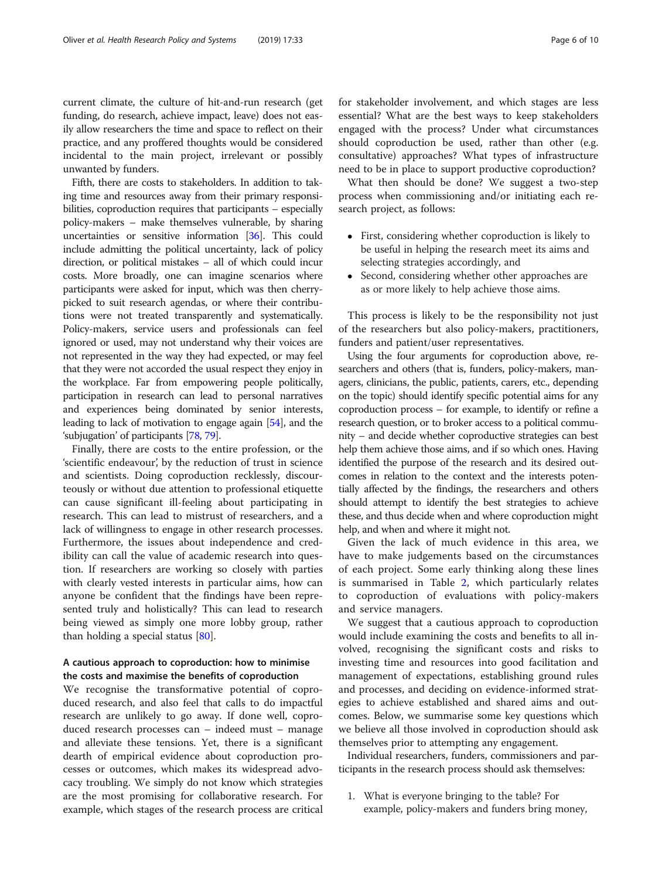current climate, the culture of hit-and-run research (get funding, do research, achieve impact, leave) does not easily allow researchers the time and space to reflect on their practice, and any proffered thoughts would be considered incidental to the main project, irrelevant or possibly unwanted by funders.

Fifth, there are costs to stakeholders. In addition to taking time and resources away from their primary responsibilities, coproduction requires that participants – especially policy-makers – make themselves vulnerable, by sharing uncertainties or sensitive information [36]. This could include admitting the political uncertainty, lack of policy direction, or political mistakes – all of which could incur costs. More broadly, one can imagine scenarios where participants were asked for input, which was then cherry-picked to suit research agendas, or where their contributions were not treated transparently and systematically. Policy-makers, service users and professionals can feel ignored or used, may not understand why their voices are not represented in the way they had expected, or may feel that they were not accorded the usual respect they enjoy in the workplace. Far from empowering people politically, participation in research can lead to personal narratives and experiences being dominated by senior interests, leading to lack of motivation to engage again [54], and the 'subjugation' of participants [78, 79].

Finally, there are costs to the entire profession, or the 'scientific endeavour', by the reduction of trust in science and scientists. Doing coproduction recklessly, discourteously or without due attention to professional etiquette can cause significant ill-feeling about participating in research. This can lead to mistrust of researchers, and a lack of willingness to engage in other research processes. Furthermore, the issues about independence and credibility can call the value of academic research into question. If researchers are working so closely with parties with clearly vested interests in particular aims, how can anyone be confident that the findings have been represented truly and holistically? This can lead to research being viewed as simply one more lobby group, rather than holding a special status [80].

## A cautious approach to coproduction: how to minimise the costs and maximise the benefits of coproduction

We recognise the transformative potential of coproduced research, and also feel that calls to do impactful research are unlikely to go away. If done well, coproduced research processes can – indeed must – manage and alleviate these tensions. Yet, there is a significant dearth of empirical evidence about coproduction processes or outcomes, which makes its widespread advocacy troubling. We simply do not know which strategies are the most promising for collaborative research. For example, which stages of the research process are critical for stakeholder involvement, and which stages are less essential? What are the best ways to keep stakeholders engaged with the process? Under what circumstances should coproduction be used, rather than other (e.g. consultative) approaches? What types of infrastructure need to be in place to support productive coproduction?

What then should be done? We suggest a two-step process when commissioning and/or initiating each research project, as follows:

- First, considering whether coproduction is likely to be useful in helping the research meet its aims and selecting strategies accordingly, and
- Second, considering whether other approaches are as or more likely to help achieve those aims.

This process is likely to be the responsibility not just of the researchers but also policy-makers, practitioners, funders and patient/user representatives.

Using the four arguments for coproduction above, researchers and others (that is, funders, policy-makers, managers, clinicians, the public, patients, carers, etc., depending on the topic) should identify specific potential aims for any coproduction process – for example, to identify or refine a research question, or to broker access to a political community – and decide whether coproductive strategies can best help them achieve those aims, and if so which ones. Having identified the purpose of the research and its desired outcomes in relation to the context and the interests potentially affected by the findings, the researchers and others should attempt to identify the best strategies to achieve these, and thus decide when and where coproduction might help, and when and where it might not.

Given the lack of much evidence in this area, we have to make judgements based on the circumstances of each project. Some early thinking along these lines is summarised in Table 2, which particularly relates to coproduction of evaluations with policy-makers and service managers.

We suggest that a cautious approach to coproduction would include examining the costs and benefits to all involved, recognising the significant costs and risks to investing time and resources into good facilitation and management of expectations, establishing ground rules and processes, and deciding on evidence-informed strategies to achieve established and shared aims and outcomes. Below, we summarise some key questions which we believe all those involved in coproduction should ask themselves prior to attempting any engagement.

Individual researchers, funders, commissioners and participants in the research process should ask themselves:

1. What is everyone bringing to the table? For example, policy-makers and funders bring money,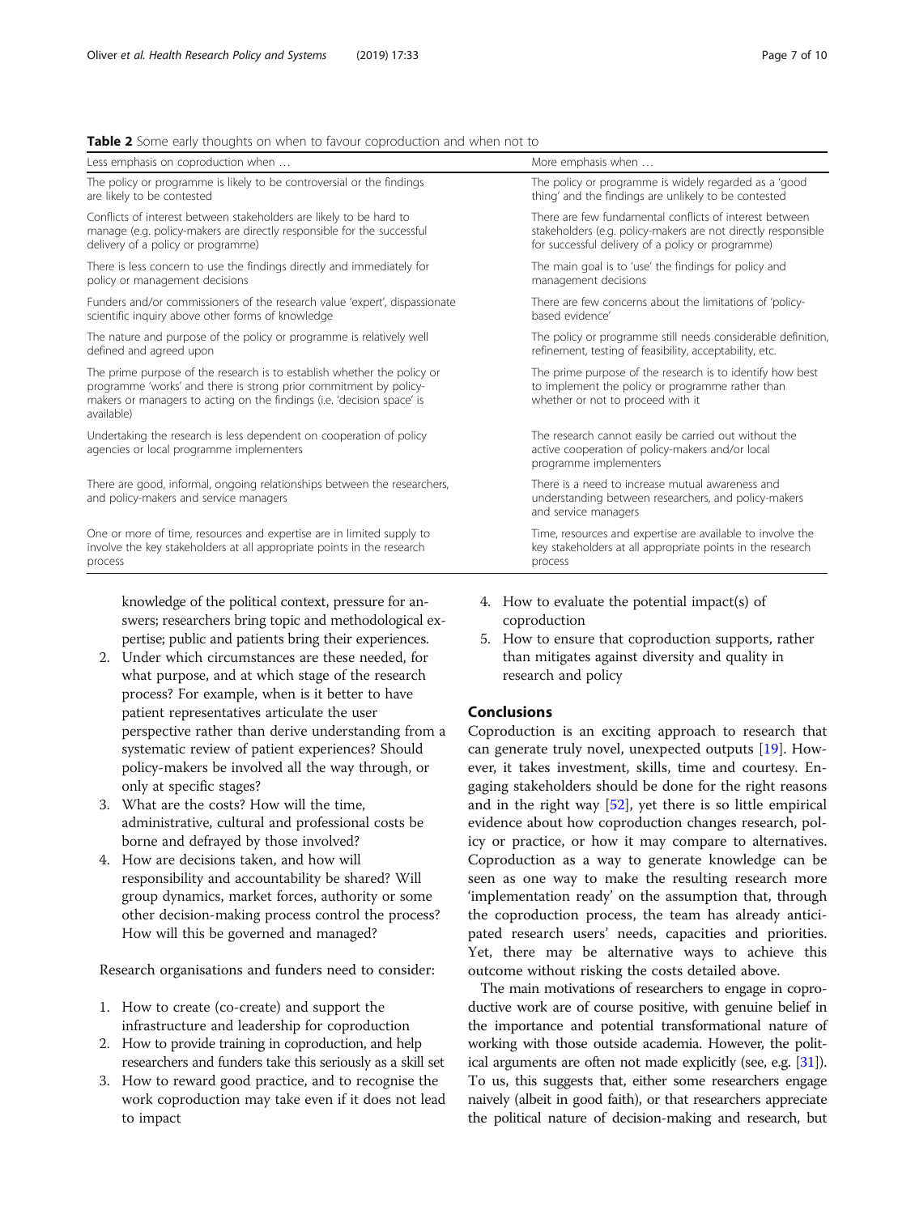**Table 2** Some early thoughts on when to favour coproduction and when not to

| Less emphasis on coproduction when … | More emphasis when … |
|---|---|
| The policy or programme is likely to be controversial or the findings are likely to be contested | The policy or programme is widely regarded as a 'good thing' and the findings are unlikely to be contested |
| Conflicts of interest between stakeholders are likely to be hard to manage (e.g. policy-makers are directly responsible for the successful delivery of a policy or programme) | There are few fundamental conflicts of interest between stakeholders (e.g. policy-makers are not directly responsible for successful delivery of a policy or programme) |
| There is less concern to use the findings directly and immediately for policy or management decisions | The main goal is to 'use' the findings for policy and management decisions |
| Funders and/or commissioners of the research value 'expert', dispassionate scientific inquiry above other forms of knowledge | There are few concerns about the limitations of 'policy-based evidence' |
| The nature and purpose of the policy or programme is relatively well defined and agreed upon | The policy or programme still needs considerable definition, refinement, testing of feasibility, acceptability, etc. |
| The prime purpose of the research is to establish whether the policy or programme 'works' and there is strong prior commitment by policy-makers or managers to acting on the findings (i.e. 'decision space' is available) | The prime purpose of the research is to identify how best to implement the policy or programme rather than whether or not to proceed with it |
| Undertaking the research is less dependent on cooperation of policy agencies or local programme implementers | The research cannot easily be carried out without the active cooperation of policy-makers and/or local programme implementers |
| There are good, informal, ongoing relationships between the researchers, and policy-makers and service managers | There is a need to increase mutual awareness and understanding between researchers, and policy-makers and service managers |
| One or more of time, resources and expertise are in limited supply to involve the key stakeholders at all appropriate points in the research process | Time, resources and expertise are available to involve the key stakeholders at all appropriate points in the research process |

knowledge of the political context, pressure for answers; researchers bring topic and methodological expertise; public and patients bring their experiences.

2. Under which circumstances are these needed, for what purpose, and at which stage of the research process? For example, when is it better to have patient representatives articulate the user perspective rather than derive understanding from a systematic review of patient experiences? Should policy-makers be involved all the way through, or only at specific stages?
3. What are the costs? How will the time, administrative, cultural and professional costs be borne and defrayed by those involved?
4. How are decisions taken, and how will responsibility and accountability be shared? Will group dynamics, market forces, authority or some other decision-making process control the process? How will this be governed and managed?

Research organisations and funders need to consider:

1. How to create (co-create) and support the infrastructure and leadership for coproduction
2. How to provide training in coproduction, and help researchers and funders take this seriously as a skill set
3. How to reward good practice, and to recognise the work coproduction may take even if it does not lead to impact
4. How to evaluate the potential impact(s) of coproduction
5. How to ensure that coproduction supports, rather than mitigates against diversity and quality in research and policy

## Conclusions

Coproduction is an exciting approach to research that can generate truly novel, unexpected outputs [19]. However, it takes investment, skills, time and courtesy. Engaging stakeholders should be done for the right reasons and in the right way [52], yet there is so little empirical evidence about how coproduction changes research, policy or practice, or how it may compare to alternatives. Coproduction as a way to generate knowledge can be seen as one way to make the resulting research more 'implementation ready' on the assumption that, through the coproduction process, the team has already anticipated research users' needs, capacities and priorities. Yet, there may be alternative ways to achieve this outcome without risking the costs detailed above.

The main motivations of researchers to engage in coproductive work are of course positive, with genuine belief in the importance and potential transformational nature of working with those outside academia. However, the political arguments are often not made explicitly (see, e.g. [31]). To us, this suggests that, either some researchers engage naively (albeit in good faith), or that researchers appreciate the political nature of decision-making and research, but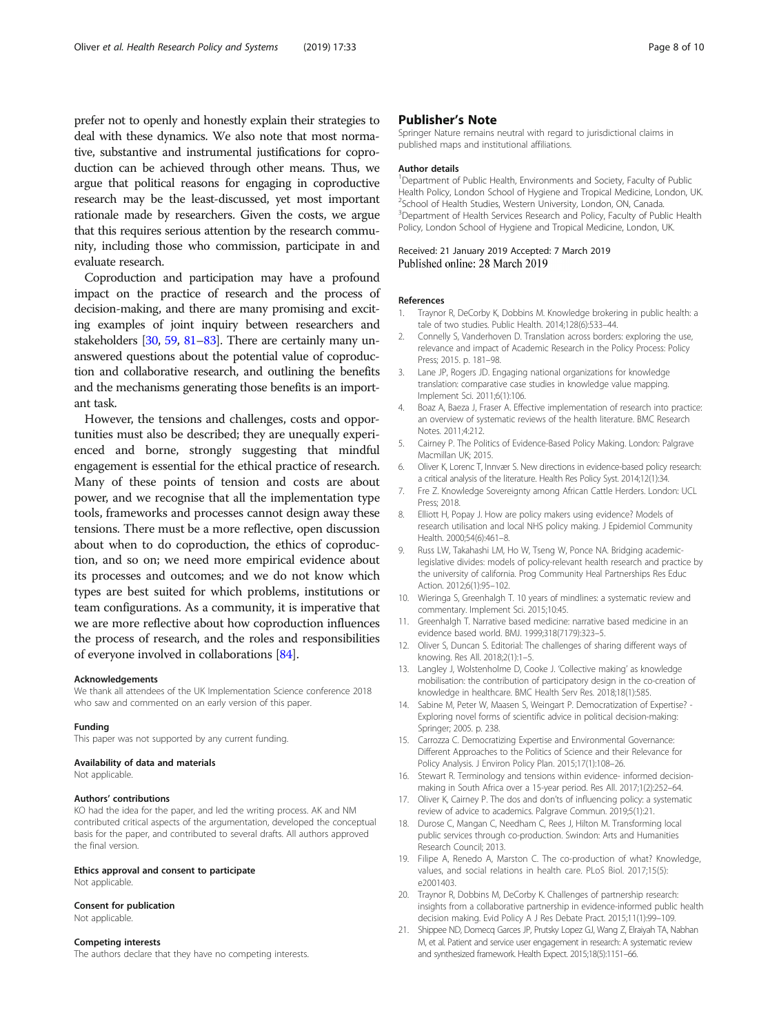prefer not to openly and honestly explain their strategies to deal with these dynamics. We also note that most normative, substantive and instrumental justifications for coproduction can be achieved through other means. Thus, we argue that political reasons for engaging in coproductive research may be the least-discussed, yet most important rationale made by researchers. Given the costs, we argue that this requires serious attention by the research community, including those who commission, participate in and evaluate research.

Coproduction and participation may have a profound impact on the practice of research and the process of decision-making, and there are many promising and exciting examples of joint inquiry between researchers and stakeholders [30, 59, 81–83]. There are certainly many unanswered questions about the potential value of coproduction and collaborative research, and outlining the benefits and the mechanisms generating those benefits is an important task.

However, the tensions and challenges, costs and opportunities must also be described; they are unequally experienced and borne, strongly suggesting that mindful engagement is essential for the ethical practice of research. Many of these points of tension and costs are about power, and we recognise that all the implementation type tools, frameworks and processes cannot design away these tensions. There must be a more reflective, open discussion about when to do coproduction, the ethics of coproduction, and so on; we need more empirical evidence about its processes and outcomes; and we do not know which types are best suited for which problems, institutions or team configurations. As a community, it is imperative that we are more reflective about how coproduction influences the process of research, and the roles and responsibilities of everyone involved in collaborations [84].

#### Acknowledgements
We thank all attendees of the UK Implementation Science conference 2018 who saw and commented on an early version of this paper.

#### Funding
This paper was not supported by any current funding.

#### Availability of data and materials
Not applicable.

#### Authors' contributions
KO had the idea for the paper, and led the writing process. AK and NM contributed critical aspects of the argumentation, developed the conceptual basis for the paper, and contributed to several drafts. All authors approved the final version.

#### Ethics approval and consent to participate
Not applicable.

#### Consent for publication
Not applicable.

#### Competing interests
The authors declare that they have no competing interests.

## Publisher's Note
Springer Nature remains neutral with regard to jurisdictional claims in published maps and institutional affiliations.

#### Author details
[1]Department of Public Health, Environments and Society, Faculty of Public Health Policy, London School of Hygiene and Tropical Medicine, London, UK. [2]School of Health Studies, Western University, London, ON, Canada. [3]Department of Health Services Research and Policy, Faculty of Public Health Policy, London School of Hygiene and Tropical Medicine, London, UK.

Received: 21 January 2019 Accepted: 7 March 2019
Published online: 28 March 2019

#### References
1. Traynor R, DeCorby K, Dobbins M. Knowledge brokering in public health: a tale of two studies. Public Health. 2014;128(6):533–44.
2. Connelly S, Vanderhoven D. Translation across borders: exploring the use, relevance and impact of Academic Research in the Policy Process: Policy Press; 2015. p. 181–98.
3. Lane JP, Rogers JD. Engaging national organizations for knowledge translation: comparative case studies in knowledge value mapping. Implement Sci. 2011;6(1):106.
4. Boaz A, Baeza J, Fraser A. Effective implementation of research into practice: an overview of systematic reviews of the health literature. BMC Research Notes. 2011;4:212.
5. Cairney P. The Politics of Evidence-Based Policy Making. London: Palgrave Macmillan UK; 2015.
6. Oliver K, Lorenc T, Innvær S. New directions in evidence-based policy research: a critical analysis of the literature. Health Res Policy Syst. 2014;12(1):34.
7. Fre Z. Knowledge Sovereignty among African Cattle Herders. London: UCL Press; 2018.
8. Elliott H, Popay J. How are policy makers using evidence? Models of research utilisation and local NHS policy making. J Epidemiol Community Health. 2000;54(6):461–8.
9. Russ LW, Takahashi LM, Ho W, Tseng W, Ponce NA. Bridging academic-legislative divides: models of policy-relevant health research and practice by the university of california. Prog Community Heal Partnerships Res Educ Action. 2012;6(1):95–102.
10. Wieringa S, Greenhalgh T. 10 years of mindlines: a systematic review and commentary. Implement Sci. 2015;10:45.
11. Greenhalgh T. Narrative based medicine: narrative based medicine in an evidence based world. BMJ. 1999;318(7179):323–5.
12. Oliver S, Duncan S. Editorial: The challenges of sharing different ways of knowing. Res All. 2018;2(1):1–5.
13. Langley J, Wolstenholme D, Cooke J. 'Collective making' as knowledge mobilisation: the contribution of participatory design in the co-creation of knowledge in healthcare. BMC Health Serv Res. 2018;18(1):585.
14. Sabine M, Peter W, Maasen S, Weingart P. Democratization of Expertise? - Exploring novel forms of scientific advice in political decision-making: Springer; 2005. p. 238.
15. Carrozza C. Democratizing Expertise and Environmental Governance: Different Approaches to the Politics of Science and their Relevance for Policy Analysis. J Environ Policy Plan. 2015;17(1):108–26.
16. Stewart R. Terminology and tensions within evidence- informed decision-making in South Africa over a 15-year period. Res All. 2017;1(2):252–64.
17. Oliver K, Cairney P. The dos and don'ts of influencing policy: a systematic review of advice to academics. Palgrave Commun. 2019;5(1):21.
18. Durose C, Mangan C, Needham C, Rees J, Hilton M. Transforming local public services through co-production. Swindon: Arts and Humanities Research Council; 2013.
19. Filipe A, Renedo A, Marston C. The co-production of what? Knowledge, values, and social relations in health care. PLoS Biol. 2017;15(5): e2001403.
20. Traynor R, Dobbins M, DeCorby K. Challenges of partnership research: insights from a collaborative partnership in evidence-informed public health decision making. Evid Policy A J Res Debate Pract. 2015;11(1):99–109.
21. Shippee ND, Domecq Garces JP, Prutsky Lopez GJ, Wang Z, Elraiyah TA, Nabhan M, et al. Patient and service user engagement in research: A systematic review and synthesized framework. Health Expect. 2015;18(5):1151–66.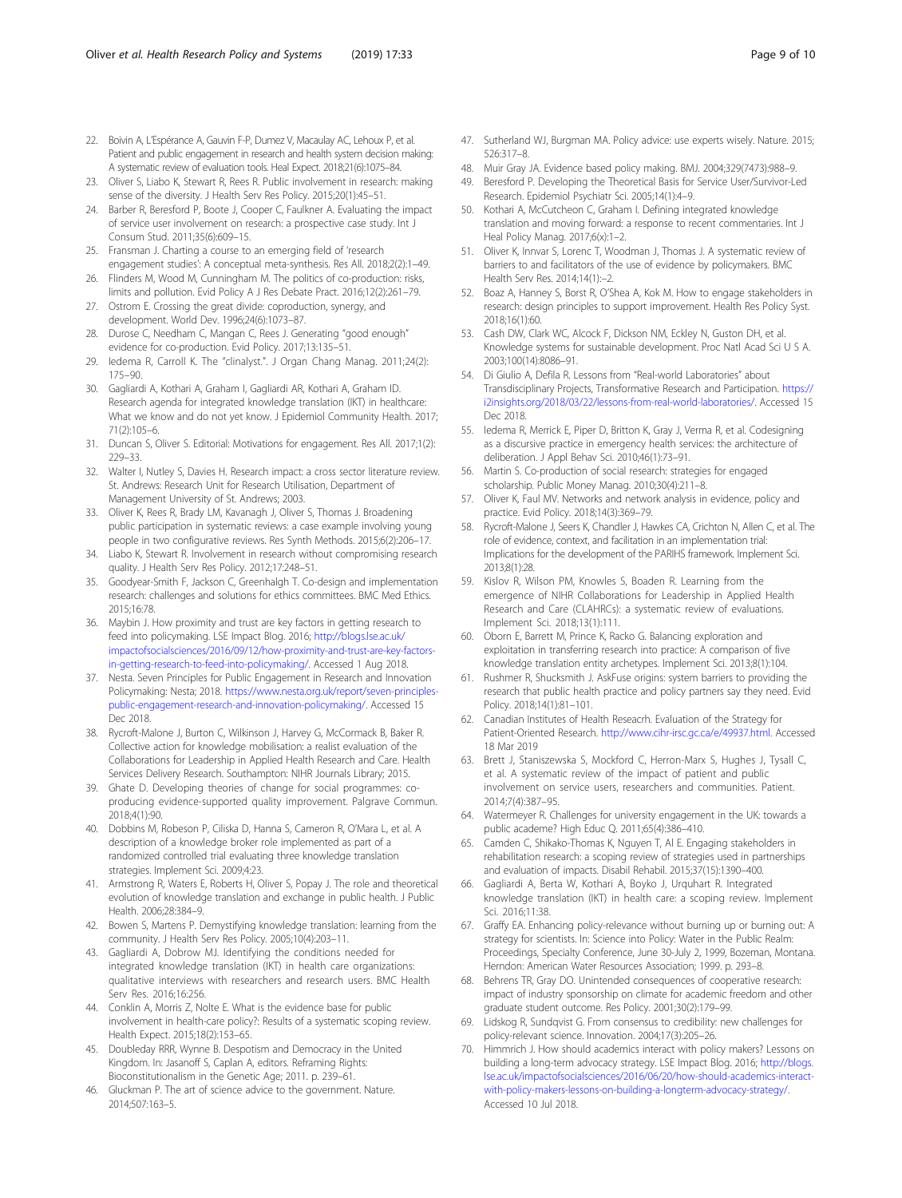22. Boivin A, L'Espérance A, Gauvin F-P, Dumez V, Macaulay AC, Lehoux P, et al. Patient and public engagement in research and health system decision making: A systematic review of evaluation tools. Heal Expect. 2018;21(6):1075–84.
23. Oliver S, Liabo K, Stewart R, Rees R. Public involvement in research: making sense of the diversity. J Health Serv Res Policy. 2015;20(1):45–51.
24. Barber R, Beresford P, Boote J, Cooper C, Faulkner A. Evaluating the impact of service user involvement on research: a prospective case study. Int J Consum Stud. 2011;35(6):609–15.
25. Fransman J. Charting a course to an emerging field of 'research engagement studies': A conceptual meta-synthesis. Res All. 2018;2(2):1–49.
26. Flinders M, Wood M, Cunningham M. The politics of co-production: risks, limits and pollution. Evid Policy A J Res Debate Pract. 2016;12(2):261–79.
27. Ostrom E. Crossing the great divide: coproduction, synergy, and development. World Dev. 1996;24(6):1073–87.
28. Durose C, Needham C, Mangan C, Rees J. Generating "good enough" evidence for co-production. Evid Policy. 2017;13:135–51.
29. Iedema R, Carroll K. The "clinalyst.". J Organ Chang Manag. 2011;24(2):175–90.
30. Gagliardi A, Kothari A, Graham I, Gagliardi AR, Kothari A, Graham ID. Research agenda for integrated knowledge translation (IKT) in healthcare: What we know and do not yet know. J Epidemiol Community Health. 2017;71(2):105–6.
31. Duncan S, Oliver S. Editorial: Motivations for engagement. Res All. 2017;1(2):229–33.
32. Walter I, Nutley S, Davies H. Research impact: a cross sector literature review. St. Andrews: Research Unit for Research Utilisation, Department of Management University of St. Andrews; 2003.
33. Oliver K, Rees R, Brady LM, Kavanagh J, Oliver S, Thomas J. Broadening public participation in systematic reviews: a case example involving young people in two configurative reviews. Res Synth Methods. 2015;6(2):206–17.
34. Liabo K, Stewart R. Involvement in research without compromising research quality. J Health Serv Res Policy. 2012;17:248–51.
35. Goodyear-Smith F, Jackson C, Greenhalgh T. Co-design and implementation research: challenges and solutions for ethics committees. BMC Med Ethics. 2015;16:78.
36. Maybin J. How proximity and trust are key factors in getting research to feed into policymaking. LSE Impact Blog. 2016; http://blogs.lse.ac.uk/impactofsocialsciences/2016/09/12/how-proximity-and-trust-are-key-factors-in-getting-research-to-feed-into-policymaking/. Accessed 1 Aug 2018.
37. Nesta. Seven Principles for Public Engagement in Research and Innovation Policymaking: Nesta; 2018. https://www.nesta.org.uk/report/seven-principles-public-engagement-research-and-innovation-policymaking/. Accessed 15 Dec 2018.
38. Rycroft-Malone J, Burton C, Wilkinson J, Harvey G, McCormack B, Baker R. Collective action for knowledge mobilisation: a realist evaluation of the Collaborations for Leadership in Applied Health Research and Care. Health Services Delivery Research. Southampton: NIHR Journals Library; 2015.
39. Ghate D. Developing theories of change for social programmes: co-producing evidence-supported quality improvement. Palgrave Commun. 2018;4(1):90.
40. Dobbins M, Robeson P, Ciliska D, Hanna S, Cameron R, O'Mara L, et al. A description of a knowledge broker role implemented as part of a randomized controlled trial evaluating three knowledge translation strategies. Implement Sci. 2009;4:23.
41. Armstrong R, Waters E, Roberts H, Oliver S, Popay J. The role and theoretical evolution of knowledge translation and exchange in public health. J Public Health. 2006;28:384–9.
42. Bowen S, Martens P. Demystifying knowledge translation: learning from the community. J Health Serv Res Policy. 2005;10(4):203–11.
43. Gagliardi A, Dobrow MJ. Identifying the conditions needed for integrated knowledge translation (IKT) in health care organizations: qualitative interviews with researchers and research users. BMC Health Serv Res. 2016;16:256.
44. Conklin A, Morris Z, Nolte E. What is the evidence base for public involvement in health-care policy?: Results of a systematic scoping review. Health Expect. 2015;18(2):153–65.
45. Doubleday RRR, Wynne B. Despotism and Democracy in the United Kingdom. In: Jasanoff S, Caplan A, editors. Reframing Rights: Bioconstitutionalism in the Genetic Age; 2011. p. 239–61.
46. Gluckman P. The art of science advice to the government. Nature. 2014;507:163–5.
47. Sutherland WJ, Burgman MA. Policy advice: use experts wisely. Nature. 2015;526:317–8.
48. Muir Gray JA. Evidence based policy making. BMJ. 2004;329(7473):988–9.
49. Beresford P. Developing the Theoretical Basis for Service User/Survivor-Led Research. Epidemiol Psychiatr Sci. 2005;14(1):4–9.
50. Kothari A, McCutcheon C, Graham I. Defining integrated knowledge translation and moving forward: a response to recent commentaries. Int J Heal Policy Manag. 2017;6(x):1–2.
51. Oliver K, Innvar S, Lorenc T, Woodman J, Thomas J. A systematic review of barriers to and facilitators of the use of evidence by policymakers. BMC Health Serv Res. 2014;14(1):–2.
52. Boaz A, Hanney S, Borst R, O'Shea A, Kok M. How to engage stakeholders in research: design principles to support improvement. Health Res Policy Syst. 2018;16(1):60.
53. Cash DW, Clark WC, Alcock F, Dickson NM, Eckley N, Guston DH, et al. Knowledge systems for sustainable development. Proc Natl Acad Sci U S A. 2003;100(14):8086–91.
54. Di Giulio A, Defila R. Lessons from "Real-world Laboratories" about Transdisciplinary Projects, Transformative Research and Participation. https://i2insights.org/2018/03/22/lessons-from-real-world-laboratories/. Accessed 15 Dec 2018.
55. Iedema R, Merrick E, Piper D, Britton K, Gray J, Verma R, et al. Codesigning as a discursive practice in emergency health services: the architecture of deliberation. J Appl Behav Sci. 2010;46(1):73–91.
56. Martin S. Co-production of social research: strategies for engaged scholarship. Public Money Manag. 2010;30(4):211–8.
57. Oliver K, Faul MV. Networks and network analysis in evidence, policy and practice. Evid Policy. 2018;14(3):369–79.
58. Rycroft-Malone J, Seers K, Chandler J, Hawkes CA, Crichton N, Allen C, et al. The role of evidence, context, and facilitation in an implementation trial: Implications for the development of the PARIHS framework. Implement Sci. 2013;8(1):28.
59. Kislov R, Wilson PM, Knowles S, Boaden R. Learning from the emergence of NIHR Collaborations for Leadership in Applied Health Research and Care (CLAHRCs): a systematic review of evaluations. Implement Sci. 2018;13(1):111.
60. Oborn E, Barrett M, Prince K, Racko G. Balancing exploration and exploitation in transferring research into practice: A comparison of five knowledge translation entity archetypes. Implement Sci. 2013;8(1):104.
61. Rushmer R, Shucksmith J. AskFuse origins: system barriers to providing the research that public health practice and policy partners say they need. Evid Policy. 2018;14(1):81–101.
62. Canadian Institutes of Health Reseacrh. Evaluation of the Strategy for Patient-Oriented Research. http://www.cihr-irsc.gc.ca/e/49937.html. Accessed 18 Mar 2019
63. Brett J, Staniszewska S, Mockford C, Herron-Marx S, Hughes J, Tysall C, et al. A systematic review of the impact of patient and public involvement on service users, researchers and communities. Patient. 2014;7(4):387–95.
64. Watermeyer R. Challenges for university engagement in the UK: towards a public academe? High Educ Q. 2011;65(4):386–410.
65. Camden C, Shikako-Thomas K, Nguyen T, Al E. Engaging stakeholders in rehabilitation research: a scoping review of strategies used in partnerships and evaluation of impacts. Disabil Rehabil. 2015;37(15):1390–400.
66. Gagliardi A, Berta W, Kothari A, Boyko J, Urquhart R. Integrated knowledge translation (IKT) in health care: a scoping review. Implement Sci. 2016;11:38.
67. Graffy EA. Enhancing policy-relevance without burning up or burning out: A strategy for scientists. In: Science into Policy: Water in the Public Realm: Proceedings, Specialty Conference, June 30-July 2, 1999, Bozeman, Montana. Herndon: American Water Resources Association; 1999. p. 293–8.
68. Behrens TR, Gray DO. Unintended consequences of cooperative research: impact of industry sponsorship on climate for academic freedom and other graduate student outcome. Res Policy. 2001;30(2):179–99.
69. Lidskog R, Sundqvist G. From consensus to credibility: new challenges for policy-relevant science. Innovation. 2004;17(3):205–26.
70. Himmrich J. How should academics interact with policy makers? Lessons on building a long-term advocacy strategy. LSE Impact Blog. 2016; http://blogs.lse.ac.uk/impactofsocialsciences/2016/06/20/how-should-academics-interact-with-policy-makers-lessons-on-building-a-longterm-advocacy-strategy/. Accessed 10 Jul 2018.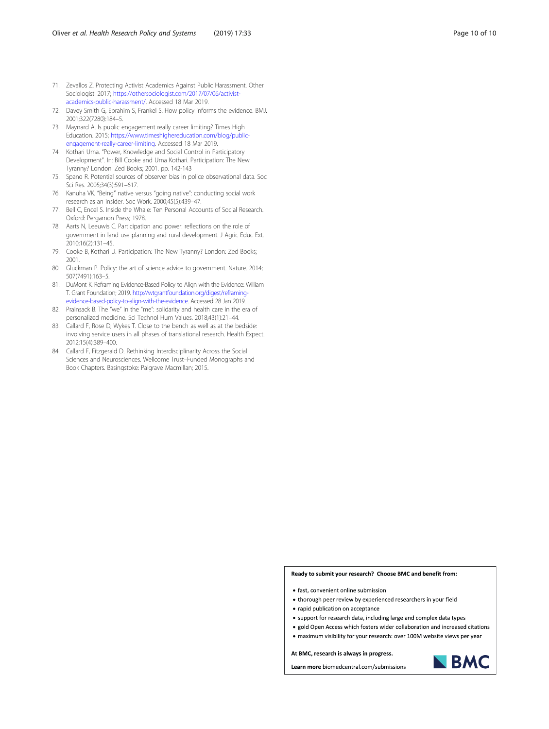71. Zevallos Z. Protecting Activist Academics Against Public Harassment. Other Sociologist. 2017; https://othersociologist.com/2017/07/06/activist-academics-public-harassment/. Accessed 18 Mar 2019.
72. Davey Smith G, Ebrahim S, Frankel S. How policy informs the evidence. BMJ. 2001;322(7280):184–5.
73. Maynard A. Is public engagement really career limiting? Times High Education. 2015; https://www.timeshighereducation.com/blog/public-engagement-really-career-limiting. Accessed 18 Mar 2019.
74. Kothari Uma. "Power, Knowledge and Social Control in Participatory Development". In: Bill Cooke and Uma Kothari. Participation: The New Tyranny? London: Zed Books; 2001. pp. 142-143
75. Spano R. Potential sources of observer bias in police observational data. Soc Sci Res. 2005;34(3):591–617.
76. Kanuha VK. "Being" native versus "going native": conducting social work research as an insider. Soc Work. 2000;45(5):439–47.
77. Bell C, Encel S. Inside the Whale: Ten Personal Accounts of Social Research. Oxford: Pergamon Press; 1978.
78. Aarts N, Leeuwis C. Participation and power: reflections on the role of government in land use planning and rural development. J Agric Educ Ext. 2010;16(2):131–45.
79. Cooke B, Kothari U. Participation: The New Tyranny? London: Zed Books; 2001.
80. Gluckman P. Policy: the art of science advice to government. Nature. 2014; 507(7491):163–5.
81. DuMont K. Reframing Evidence-Based Policy to Align with the Evidence: William T. Grant Foundation; 2019. http://wtgrantfoundation.org/digest/reframing-evidence-based-policy-to-align-with-the-evidence. Accessed 28 Jan 2019.
82. Prainsack B. The "we" in the "me": solidarity and health care in the era of personalized medicine. Sci Technol Hum Values. 2018;43(1):21–44.
83. Callard F, Rose D, Wykes T. Close to the bench as well as at the bedside: involving service users in all phases of translational research. Health Expect. 2012;15(4):389–400.
84. Callard F, Fitzgerald D. Rethinking Interdisciplinarity Across the Social Sciences and Neurosciences. Wellcome Trust–Funded Monographs and Book Chapters. Basingstoke: Palgrave Macmillan; 2015.

**Ready to submit your research? Choose BMC and benefit from:**

- fast, convenient online submission
- thorough peer review by experienced researchers in your field
- rapid publication on acceptance
- support for research data, including large and complex data types
- gold Open Access which fosters wider collaboration and increased citations
- maximum visibility for your research: over 100M website views per year

**At BMC, research is always in progress.**

**Learn more** biomedcentral.com/submissions

BMC